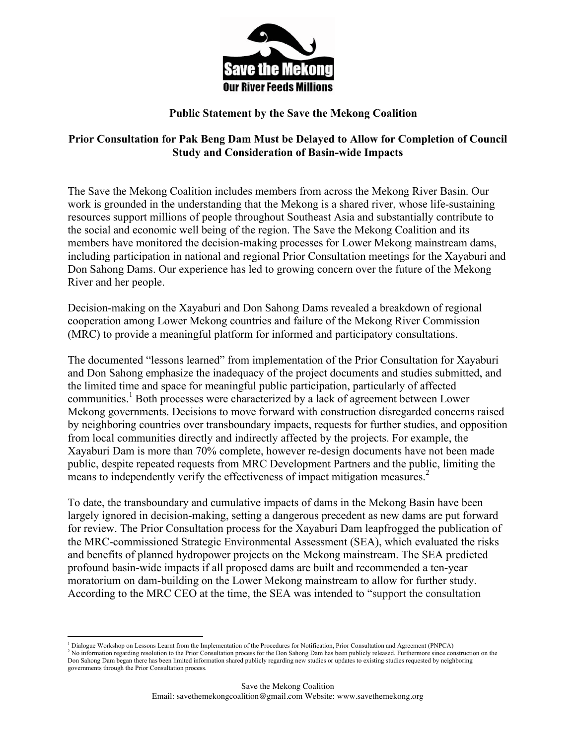Save the Mekong
Our River Feeds Millions

**Public Statement by the Save the Mekong Coalition**

**Prior Consultation for Pak Beng Dam Must be Delayed to Allow for Completion of Council Study and Consideration of Basin-wide Impacts**

The Save the Mekong Coalition includes members from across the Mekong River Basin. Our work is grounded in the understanding that the Mekong is a shared river, whose life-sustaining resources support millions of people throughout Southeast Asia and substantially contribute to the social and economic well being of the region. The Save the Mekong Coalition and its members have monitored the decision-making processes for Lower Mekong mainstream dams, including participation in national and regional Prior Consultation meetings for the Xayaburi and Don Sahong Dams. Our experience has led to growing concern over the future of the Mekong River and her people.

Decision-making on the Xayaburi and Don Sahong Dams revealed a breakdown of regional cooperation among Lower Mekong countries and failure of the Mekong River Commission (MRC) to provide a meaningful platform for informed and participatory consultations.

The documented "lessons learned" from implementation of the Prior Consultation for Xayaburi and Don Sahong emphasize the inadequacy of the project documents and studies submitted, and the limited time and space for meaningful public participation, particularly of affected communities.[1] Both processes were characterized by a lack of agreement between Lower Mekong governments. Decisions to move forward with construction disregarded concerns raised by neighboring countries over transboundary impacts, requests for further studies, and opposition from local communities directly and indirectly affected by the projects. For example, the Xayaburi Dam is more than 70% complete, however re-design documents have not been made public, despite repeated requests from MRC Development Partners and the public, limiting the means to independently verify the effectiveness of impact mitigation measures.[2]

To date, the transboundary and cumulative impacts of dams in the Mekong Basin have been largely ignored in decision-making, setting a dangerous precedent as new dams are put forward for review. The Prior Consultation process for the Xayaburi Dam leapfrogged the publication of the MRC-commissioned Strategic Environmental Assessment (SEA), which evaluated the risks and benefits of planned hydropower projects on the Mekong mainstream. The SEA predicted profound basin-wide impacts if all proposed dams are built and recommended a ten-year moratorium on dam-building on the Lower Mekong mainstream to allow for further study. According to the MRC CEO at the time, the SEA was intended to "support the consultation

---

[1] Dialogue Workshop on Lessons Learnt from the Implementation of the Procedures for Notification, Prior Consultation and Agreement (PNPCA)

[2] No information regarding resolution to the Prior Consultation process for the Don Sahong Dam has been publicly released. Furthermore since construction on the Don Sahong Dam began there has been limited information shared publicly regarding new studies or updates to existing studies requested by neighboring governments through the Prior Consultation process.

Save the Mekong Coalition
Email: savethemekongcoalition@gmail.com Website: www.savethemekong.org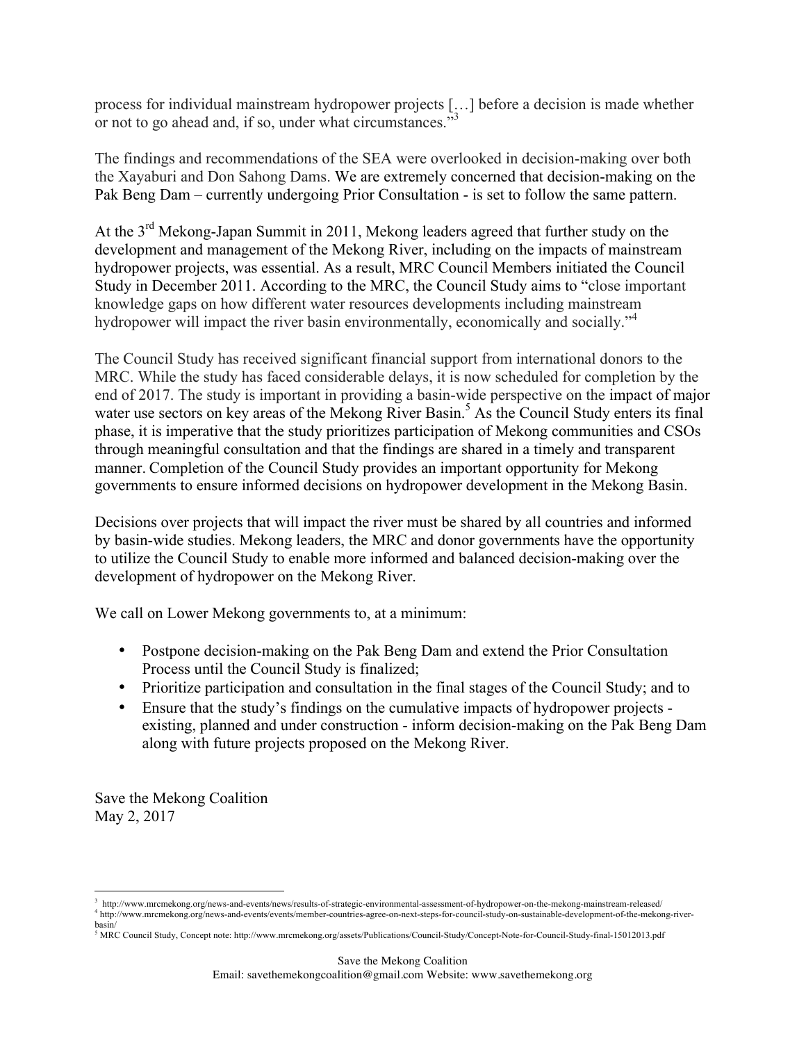process for individual mainstream hydropower projects […] before a decision is made whether or not to go ahead and, if so, under what circumstances."[3]

The findings and recommendations of the SEA were overlooked in decision-making over both the Xayaburi and Don Sahong Dams. We are extremely concerned that decision-making on the Pak Beng Dam – currently undergoing Prior Consultation - is set to follow the same pattern.

At the 3rd Mekong-Japan Summit in 2011, Mekong leaders agreed that further study on the development and management of the Mekong River, including on the impacts of mainstream hydropower projects, was essential. As a result, MRC Council Members initiated the Council Study in December 2011. According to the MRC, the Council Study aims to "close important knowledge gaps on how different water resources developments including mainstream hydropower will impact the river basin environmentally, economically and socially."[4]

The Council Study has received significant financial support from international donors to the MRC. While the study has faced considerable delays, it is now scheduled for completion by the end of 2017. The study is important in providing a basin-wide perspective on the impact of major water use sectors on key areas of the Mekong River Basin.[5] As the Council Study enters its final phase, it is imperative that the study prioritizes participation of Mekong communities and CSOs through meaningful consultation and that the findings are shared in a timely and transparent manner. Completion of the Council Study provides an important opportunity for Mekong governments to ensure informed decisions on hydropower development in the Mekong Basin.

Decisions over projects that will impact the river must be shared by all countries and informed by basin-wide studies. Mekong leaders, the MRC and donor governments have the opportunity to utilize the Council Study to enable more informed and balanced decision-making over the development of hydropower on the Mekong River.

We call on Lower Mekong governments to, at a minimum:

- Postpone decision-making on the Pak Beng Dam and extend the Prior Consultation Process until the Council Study is finalized;
- Prioritize participation and consultation in the final stages of the Council Study; and to
- Ensure that the study's findings on the cumulative impacts of hydropower projects - existing, planned and under construction - inform decision-making on the Pak Beng Dam along with future projects proposed on the Mekong River.

Save the Mekong Coalition
May 2, 2017

---

[3] http://www.mrcmekong.org/news-and-events/news/results-of-strategic-environmental-assessment-of-hydropower-on-the-mekong-mainstream-released/
[4] http://www.mrcmekong.org/news-and-events/events/member-countries-agree-on-next-steps-for-council-study-on-sustainable-development-of-the-mekong-river-basin/
[5] MRC Council Study, Concept note: http://www.mrcmekong.org/assets/Publications/Council-Study/Concept-Note-for-Council-Study-final-15012013.pdf

Save the Mekong Coalition
Email: savethemekongcoalition@gmail.com Website: www.savethemekong.org